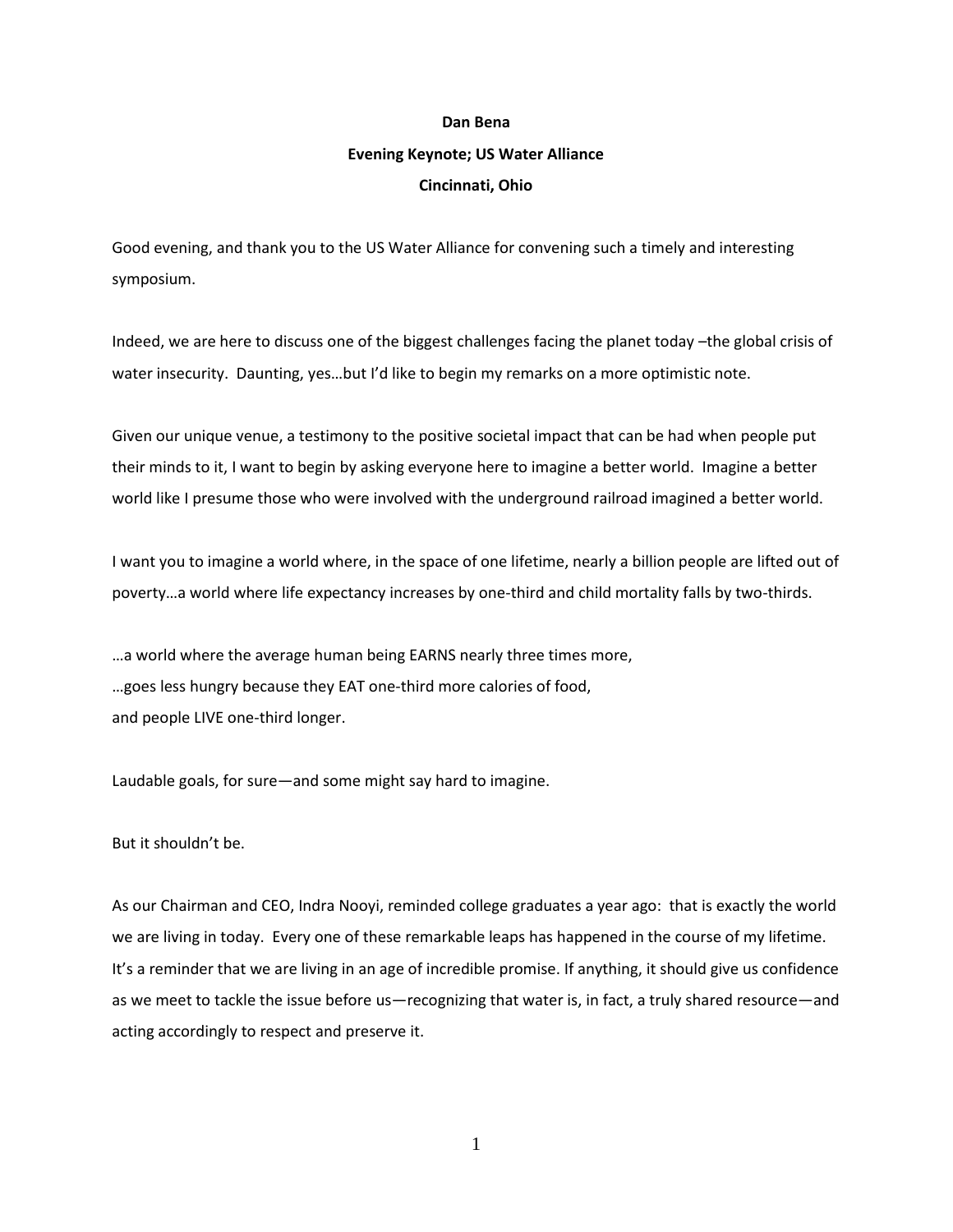**Dan Bena**

**Evening Keynote; US Water Alliance**

**Cincinnati, Ohio**

Good evening, and thank you to the US Water Alliance for convening such a timely and interesting symposium.

Indeed, we are here to discuss one of the biggest challenges facing the planet today –the global crisis of water insecurity. Daunting, yes…but I'd like to begin my remarks on a more optimistic note.

Given our unique venue, a testimony to the positive societal impact that can be had when people put their minds to it, I want to begin by asking everyone here to imagine a better world. Imagine a better world like I presume those who were involved with the underground railroad imagined a better world.

I want you to imagine a world where, in the space of one lifetime, nearly a billion people are lifted out of poverty…a world where life expectancy increases by one-third and child mortality falls by two-thirds.

…a world where the average human being EARNS nearly three times more,
…goes less hungry because they EAT one-third more calories of food,
and people LIVE one-third longer.

Laudable goals, for sure—and some might say hard to imagine.

But it shouldn't be.

As our Chairman and CEO, Indra Nooyi, reminded college graduates a year ago: that is exactly the world we are living in today. Every one of these remarkable leaps has happened in the course of my lifetime. It's a reminder that we are living in an age of incredible promise. If anything, it should give us confidence as we meet to tackle the issue before us—recognizing that water is, in fact, a truly shared resource—and acting accordingly to respect and preserve it.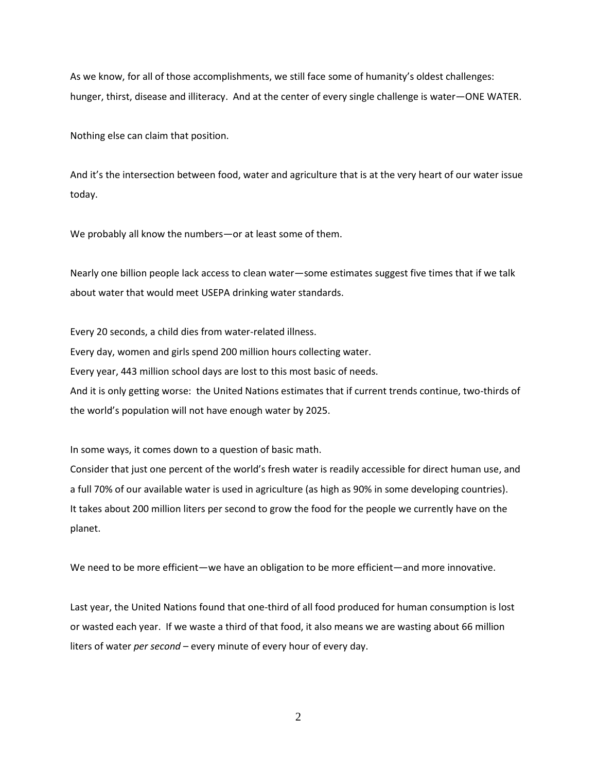As we know, for all of those accomplishments, we still face some of humanity's oldest challenges: hunger, thirst, disease and illiteracy. And at the center of every single challenge is water—ONE WATER.

Nothing else can claim that position.

And it's the intersection between food, water and agriculture that is at the very heart of our water issue today.

We probably all know the numbers—or at least some of them.

Nearly one billion people lack access to clean water—some estimates suggest five times that if we talk about water that would meet USEPA drinking water standards.

Every 20 seconds, a child dies from water-related illness.
Every day, women and girls spend 200 million hours collecting water.
Every year, 443 million school days are lost to this most basic of needs.
And it is only getting worse: the United Nations estimates that if current trends continue, two-thirds of the world's population will not have enough water by 2025.

In some ways, it comes down to a question of basic math.
Consider that just one percent of the world's fresh water is readily accessible for direct human use, and a full 70% of our available water is used in agriculture (as high as 90% in some developing countries). It takes about 200 million liters per second to grow the food for the people we currently have on the planet.

We need to be more efficient—we have an obligation to be more efficient—and more innovative.

Last year, the United Nations found that one-third of all food produced for human consumption is lost or wasted each year. If we waste a third of that food, it also means we are wasting about 66 million liters of water *per second* – every minute of every hour of every day.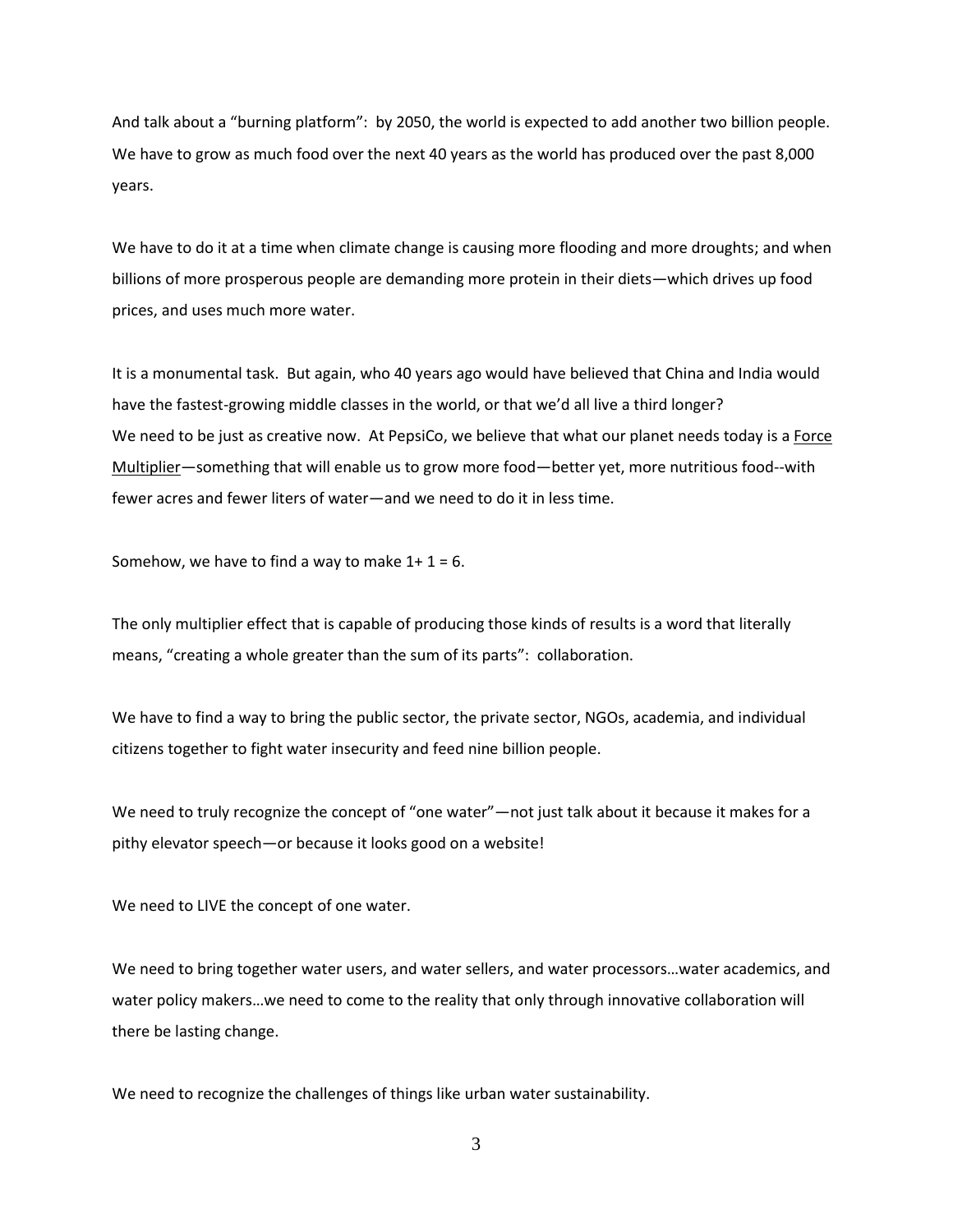And talk about a "burning platform": by 2050, the world is expected to add another two billion people. We have to grow as much food over the next 40 years as the world has produced over the past 8,000 years.

We have to do it at a time when climate change is causing more flooding and more droughts; and when billions of more prosperous people are demanding more protein in their diets—which drives up food prices, and uses much more water.

It is a monumental task. But again, who 40 years ago would have believed that China and India would have the fastest-growing middle classes in the world, or that we'd all live a third longer?
We need to be just as creative now. At PepsiCo, we believe that what our planet needs today is a <u>Force Multiplier</u>—something that will enable us to grow more food—better yet, more nutritious food--with fewer acres and fewer liters of water—and we need to do it in less time.

Somehow, we have to find a way to make 1+ 1 = 6.

The only multiplier effect that is capable of producing those kinds of results is a word that literally means, "creating a whole greater than the sum of its parts": collaboration.

We have to find a way to bring the public sector, the private sector, NGOs, academia, and individual citizens together to fight water insecurity and feed nine billion people.

We need to truly recognize the concept of "one water"—not just talk about it because it makes for a pithy elevator speech—or because it looks good on a website!

We need to LIVE the concept of one water.

We need to bring together water users, and water sellers, and water processors…water academics, and water policy makers…we need to come to the reality that only through innovative collaboration will there be lasting change.

We need to recognize the challenges of things like urban water sustainability.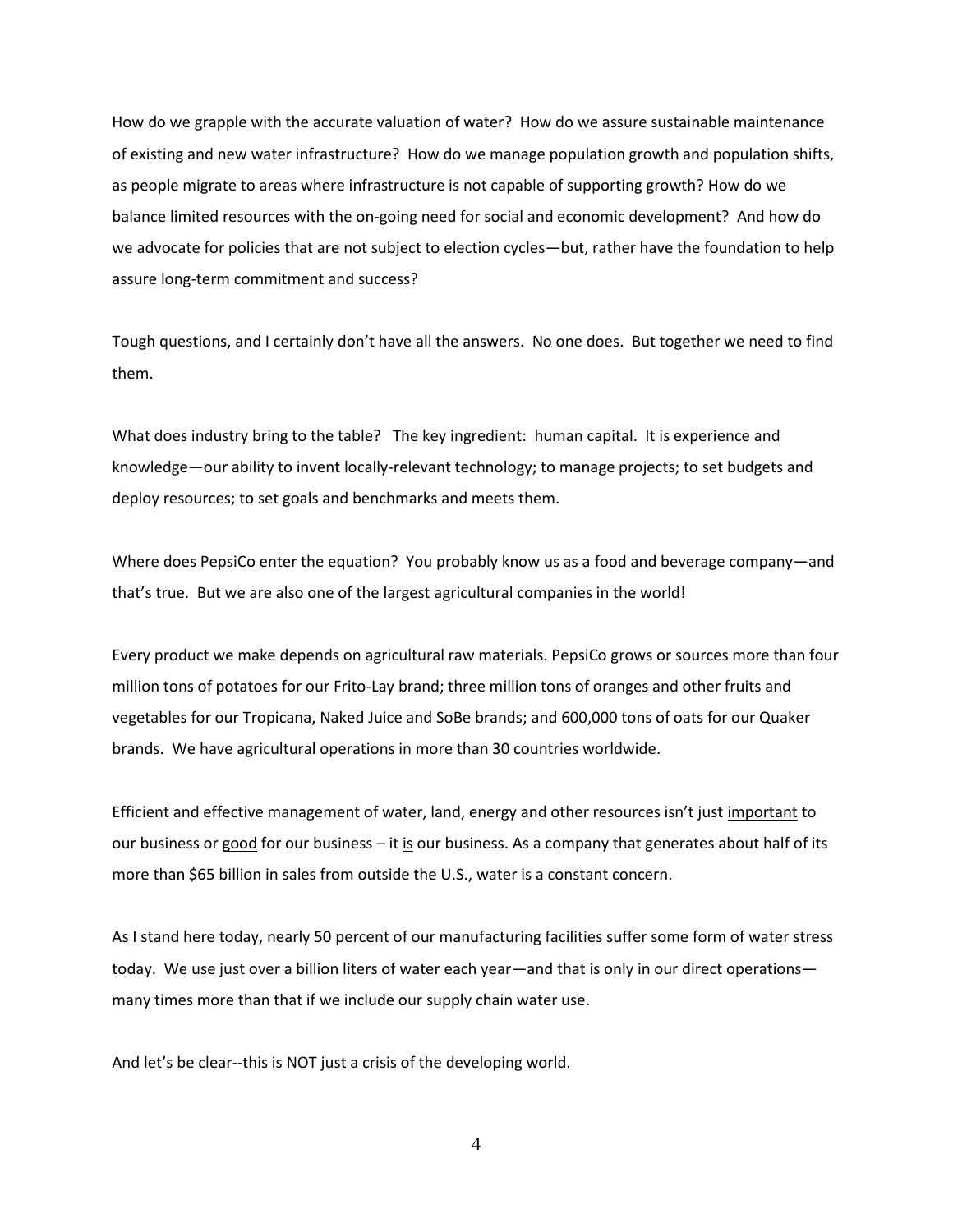How do we grapple with the accurate valuation of water? How do we assure sustainable maintenance of existing and new water infrastructure? How do we manage population growth and population shifts, as people migrate to areas where infrastructure is not capable of supporting growth? How do we balance limited resources with the on-going need for social and economic development? And how do we advocate for policies that are not subject to election cycles—but, rather have the foundation to help assure long-term commitment and success?

Tough questions, and I certainly don't have all the answers. No one does. But together we need to find them.

What does industry bring to the table? The key ingredient: human capital. It is experience and knowledge—our ability to invent locally-relevant technology; to manage projects; to set budgets and deploy resources; to set goals and benchmarks and meets them.

Where does PepsiCo enter the equation? You probably know us as a food and beverage company—and that's true. But we are also one of the largest agricultural companies in the world!

Every product we make depends on agricultural raw materials. PepsiCo grows or sources more than four million tons of potatoes for our Frito-Lay brand; three million tons of oranges and other fruits and vegetables for our Tropicana, Naked Juice and SoBe brands; and 600,000 tons of oats for our Quaker brands. We have agricultural operations in more than 30 countries worldwide.

Efficient and effective management of water, land, energy and other resources isn't just <u>important</u> to our business or <u>good</u> for our business – it <u>is</u> our business. As a company that generates about half of its more than $65 billion in sales from outside the U.S., water is a constant concern.

As I stand here today, nearly 50 percent of our manufacturing facilities suffer some form of water stress today. We use just over a billion liters of water each year—and that is only in our direct operations—many times more than that if we include our supply chain water use.

And let's be clear--this is NOT just a crisis of the developing world.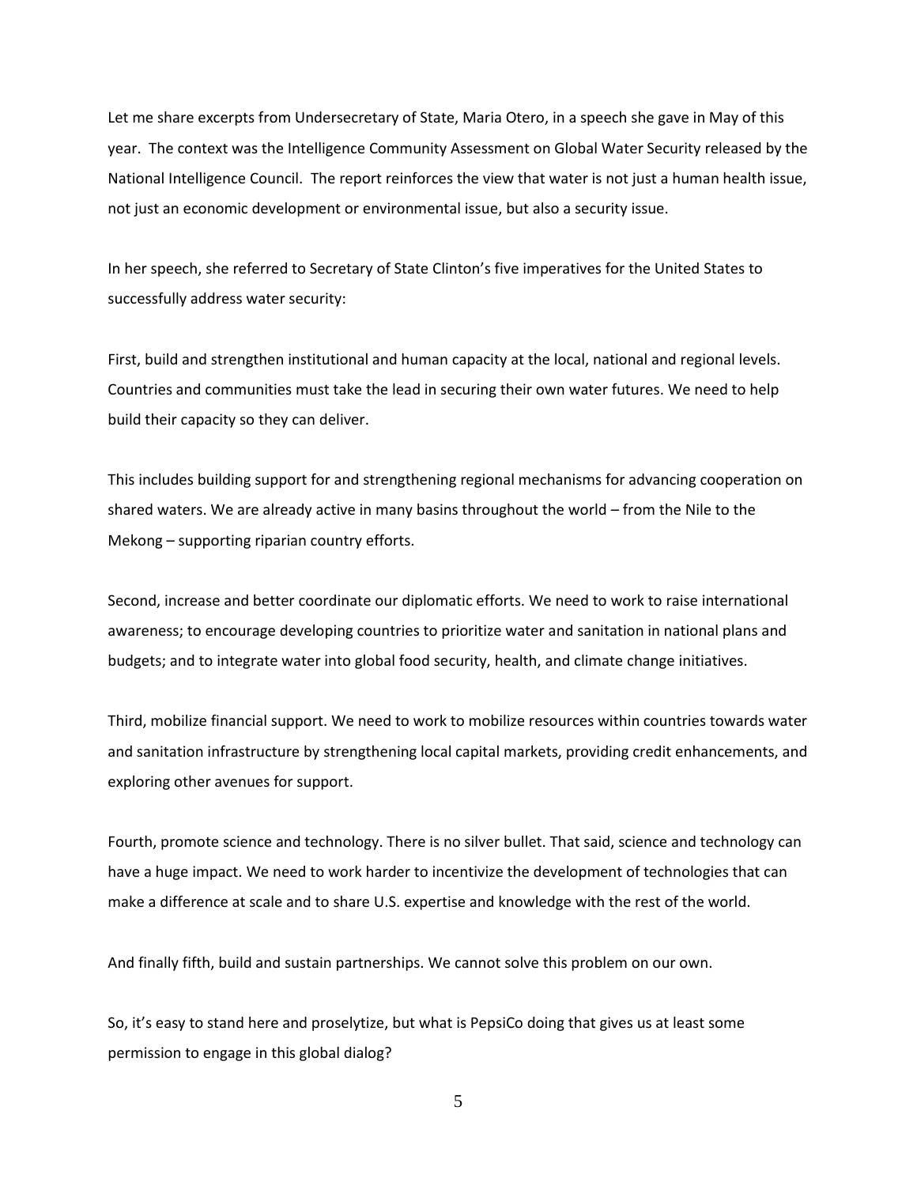Let me share excerpts from Undersecretary of State, Maria Otero, in a speech she gave in May of this year. The context was the Intelligence Community Assessment on Global Water Security released by the National Intelligence Council. The report reinforces the view that water is not just a human health issue, not just an economic development or environmental issue, but also a security issue.

In her speech, she referred to Secretary of State Clinton's five imperatives for the United States to successfully address water security:

First, build and strengthen institutional and human capacity at the local, national and regional levels. Countries and communities must take the lead in securing their own water futures. We need to help build their capacity so they can deliver.

This includes building support for and strengthening regional mechanisms for advancing cooperation on shared waters. We are already active in many basins throughout the world – from the Nile to the Mekong – supporting riparian country efforts.

Second, increase and better coordinate our diplomatic efforts. We need to work to raise international awareness; to encourage developing countries to prioritize water and sanitation in national plans and budgets; and to integrate water into global food security, health, and climate change initiatives.

Third, mobilize financial support. We need to work to mobilize resources within countries towards water and sanitation infrastructure by strengthening local capital markets, providing credit enhancements, and exploring other avenues for support.

Fourth, promote science and technology. There is no silver bullet. That said, science and technology can have a huge impact. We need to work harder to incentivize the development of technologies that can make a difference at scale and to share U.S. expertise and knowledge with the rest of the world.

And finally fifth, build and sustain partnerships. We cannot solve this problem on our own.

So, it's easy to stand here and proselytize, but what is PepsiCo doing that gives us at least some permission to engage in this global dialog?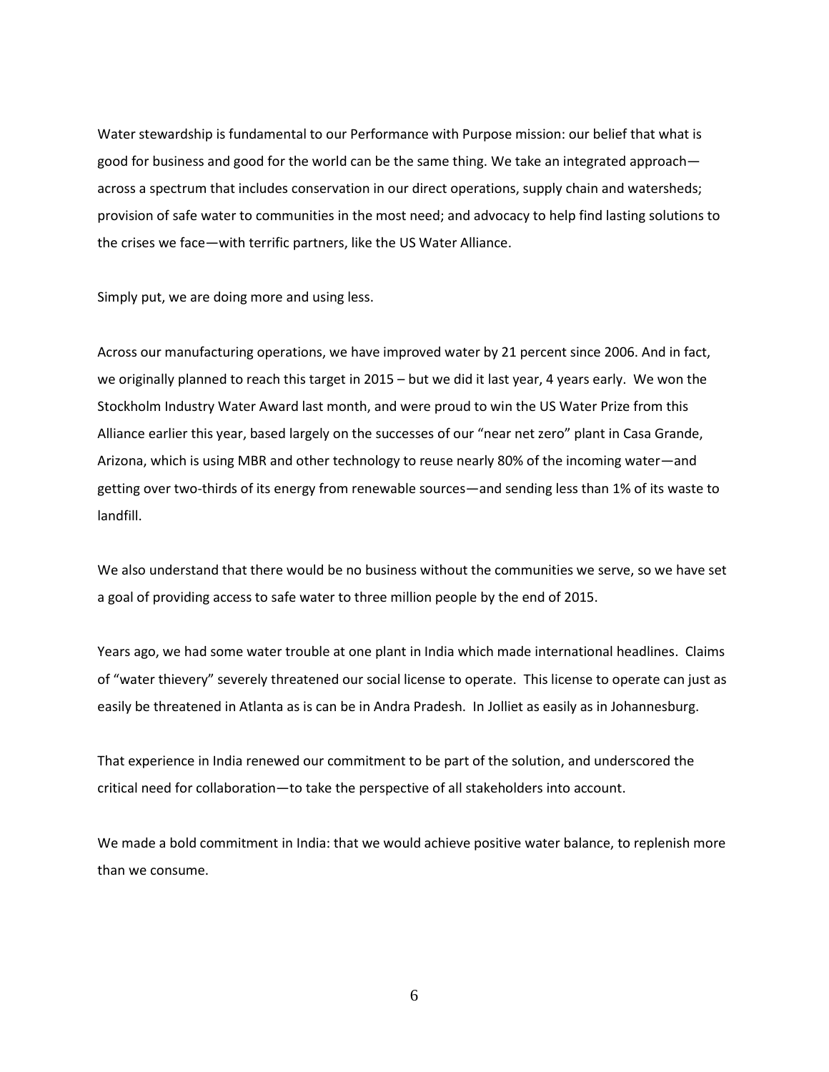Water stewardship is fundamental to our Performance with Purpose mission: our belief that what is good for business and good for the world can be the same thing. We take an integrated approach—across a spectrum that includes conservation in our direct operations, supply chain and watersheds; provision of safe water to communities in the most need; and advocacy to help find lasting solutions to the crises we face—with terrific partners, like the US Water Alliance.

Simply put, we are doing more and using less.

Across our manufacturing operations, we have improved water by 21 percent since 2006. And in fact, we originally planned to reach this target in 2015 – but we did it last year, 4 years early. We won the Stockholm Industry Water Award last month, and were proud to win the US Water Prize from this Alliance earlier this year, based largely on the successes of our "near net zero" plant in Casa Grande, Arizona, which is using MBR and other technology to reuse nearly 80% of the incoming water—and getting over two-thirds of its energy from renewable sources—and sending less than 1% of its waste to landfill.

We also understand that there would be no business without the communities we serve, so we have set a goal of providing access to safe water to three million people by the end of 2015.

Years ago, we had some water trouble at one plant in India which made international headlines. Claims of "water thievery" severely threatened our social license to operate. This license to operate can just as easily be threatened in Atlanta as is can be in Andra Pradesh. In Jolliet as easily as in Johannesburg.

That experience in India renewed our commitment to be part of the solution, and underscored the critical need for collaboration—to take the perspective of all stakeholders into account.

We made a bold commitment in India: that we would achieve positive water balance, to replenish more than we consume.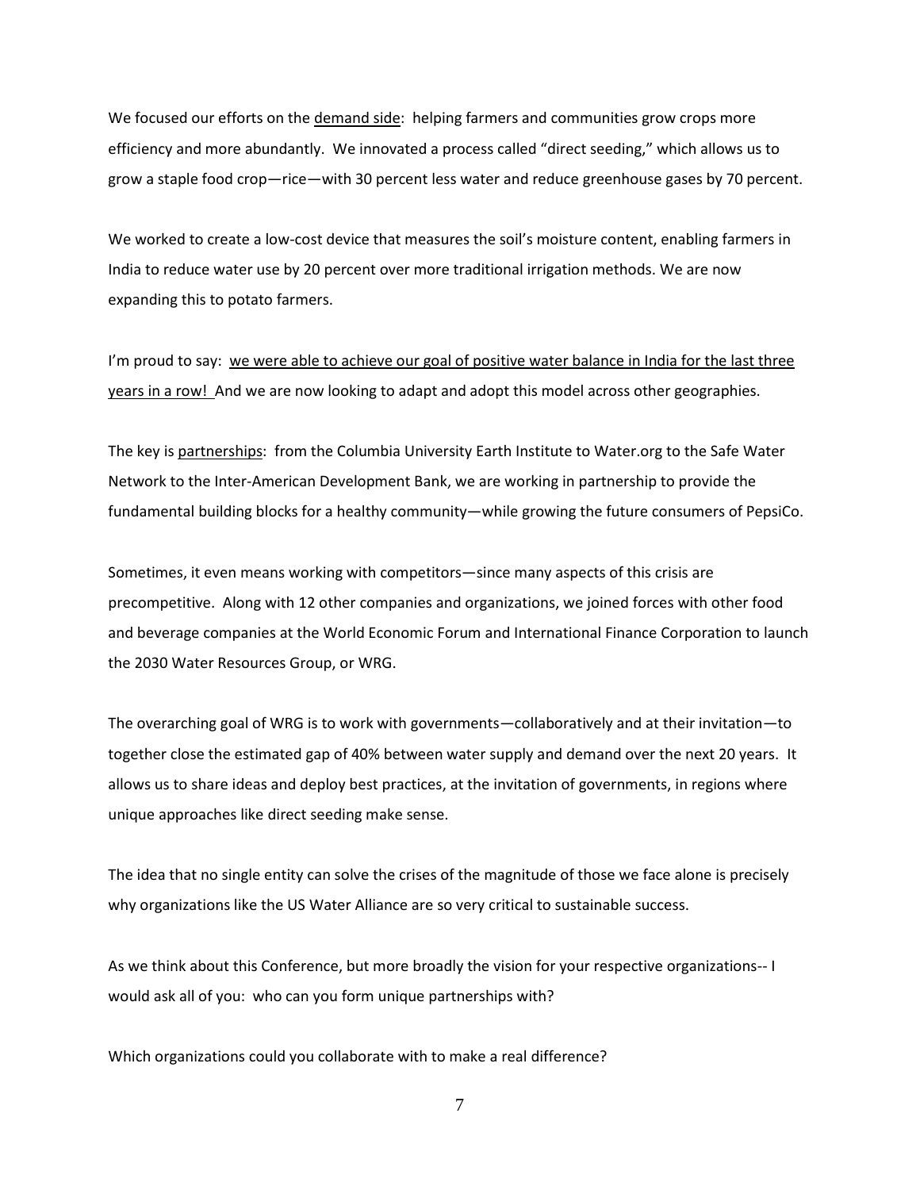We focused our efforts on the <u>demand side</u>: helping farmers and communities grow crops more efficiency and more abundantly. We innovated a process called "direct seeding," which allows us to grow a staple food crop—rice—with 30 percent less water and reduce greenhouse gases by 70 percent.

We worked to create a low-cost device that measures the soil's moisture content, enabling farmers in India to reduce water use by 20 percent over more traditional irrigation methods. We are now expanding this to potato farmers.

I'm proud to say: <u>we were able to achieve our goal of positive water balance in India for the last three years in a row!</u> And we are now looking to adapt and adopt this model across other geographies.

The key is <u>partnerships</u>: from the Columbia University Earth Institute to Water.org to the Safe Water Network to the Inter-American Development Bank, we are working in partnership to provide the fundamental building blocks for a healthy community—while growing the future consumers of PepsiCo.

Sometimes, it even means working with competitors—since many aspects of this crisis are precompetitive. Along with 12 other companies and organizations, we joined forces with other food and beverage companies at the World Economic Forum and International Finance Corporation to launch the 2030 Water Resources Group, or WRG.

The overarching goal of WRG is to work with governments—collaboratively and at their invitation—to together close the estimated gap of 40% between water supply and demand over the next 20 years. It allows us to share ideas and deploy best practices, at the invitation of governments, in regions where unique approaches like direct seeding make sense.

The idea that no single entity can solve the crises of the magnitude of those we face alone is precisely why organizations like the US Water Alliance are so very critical to sustainable success.

As we think about this Conference, but more broadly the vision for your respective organizations-- I would ask all of you: who can you form unique partnerships with?

Which organizations could you collaborate with to make a real difference?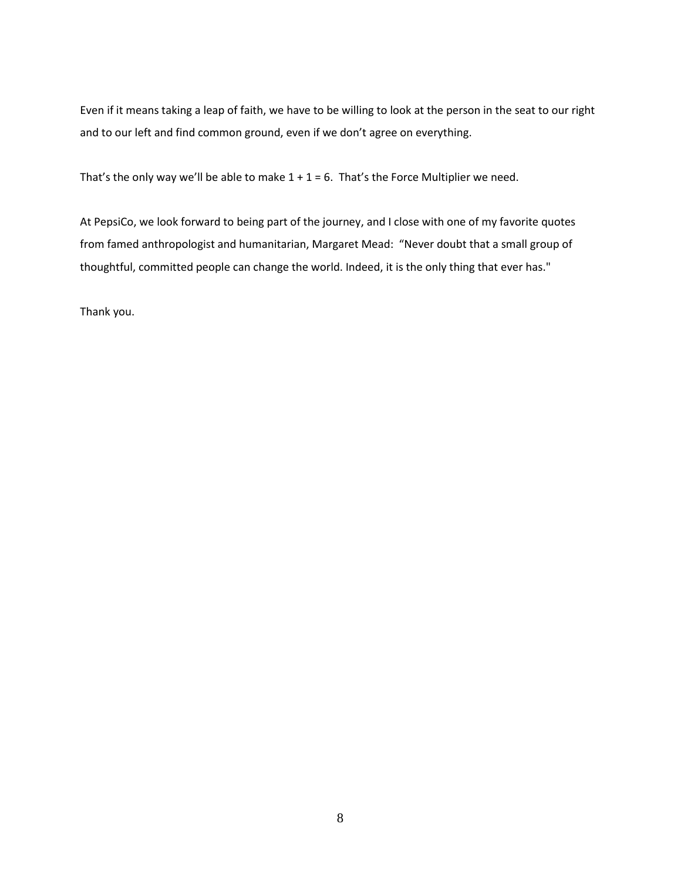Even if it means taking a leap of faith, we have to be willing to look at the person in the seat to our right and to our left and find common ground, even if we don't agree on everything.

That's the only way we'll be able to make 1 + 1 = 6. That's the Force Multiplier we need.

At PepsiCo, we look forward to being part of the journey, and I close with one of my favorite quotes from famed anthropologist and humanitarian, Margaret Mead: "Never doubt that a small group of thoughtful, committed people can change the world. Indeed, it is the only thing that ever has."

Thank you.